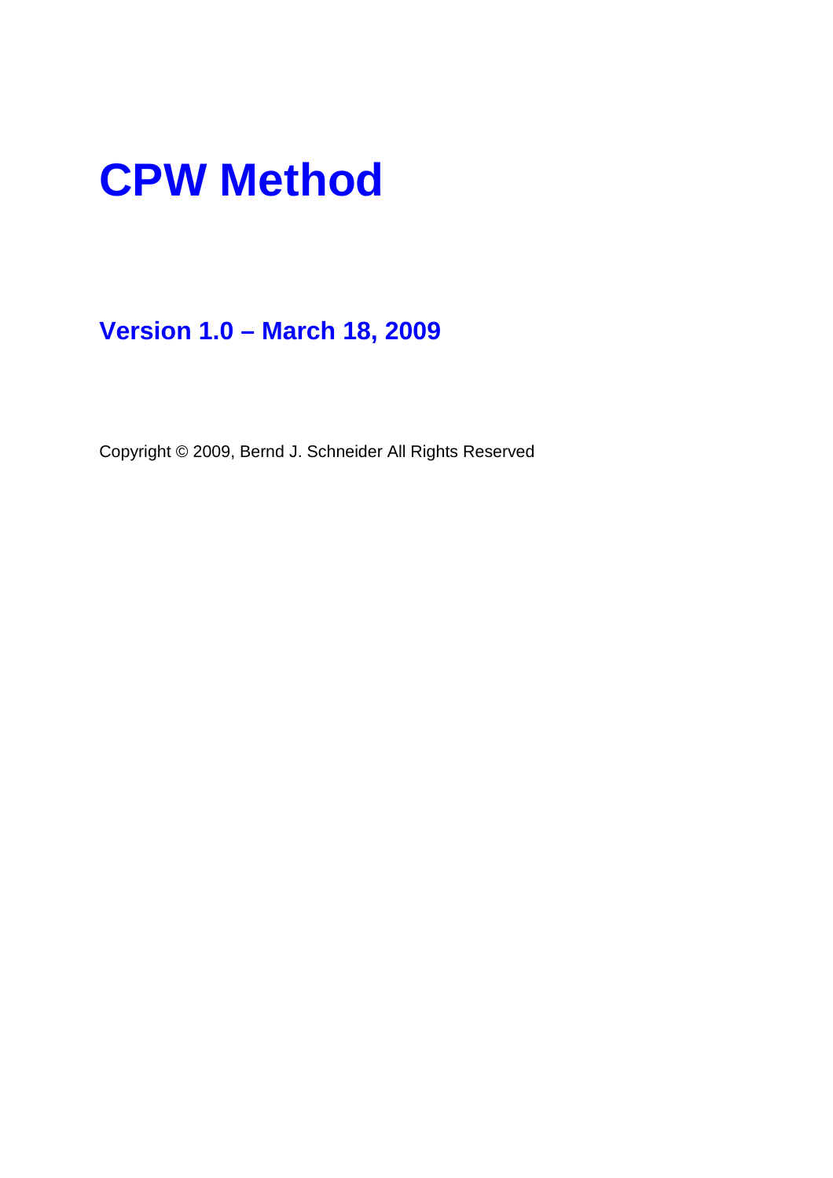# CPW Method

## Version 1.0 – March 18, 2009

Copyright © 2009, Bernd J. Schneider All Rights Reserved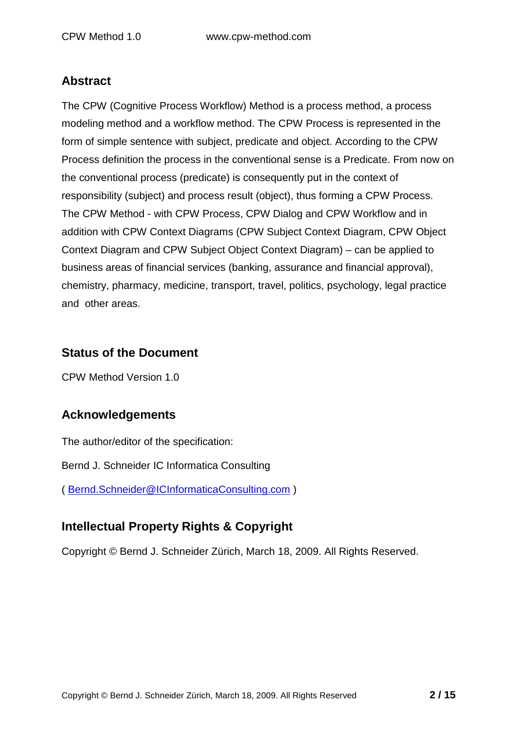## Abstract

The CPW (Cognitive Process Workflow) Method is a process method, a process modeling method and a workflow method. The CPW Process is represented in the form of simple sentence with subject, predicate and object. According to the CPW Process definition the process in the conventional sense is a Predicate. From now on the conventional process (predicate) is consequently put in the context of responsibility (subject) and process result (object), thus forming a CPW Process. The CPW Method - with CPW Process, CPW Dialog and CPW Workflow and in addition with CPW Context Diagrams (CPW Subject Context Diagram, CPW Object Context Diagram and CPW Subject Object Context Diagram) – can be applied to business areas of financial services (banking, assurance and financial approval), chemistry, pharmacy, medicine, transport, travel, politics, psychology, legal practice and other areas.

## Status of the Document

CPW Method Version 1.0

## Acknowledgements

The author/editor of the specification:

Bernd J. Schneider IC Informatica Consulting

( Bernd.Schneider@ICInformaticaConsulting.com )

## Intellectual Property Rights & Copyright

Copyright © Bernd J. Schneider Zürich, March 18, 2009. All Rights Reserved.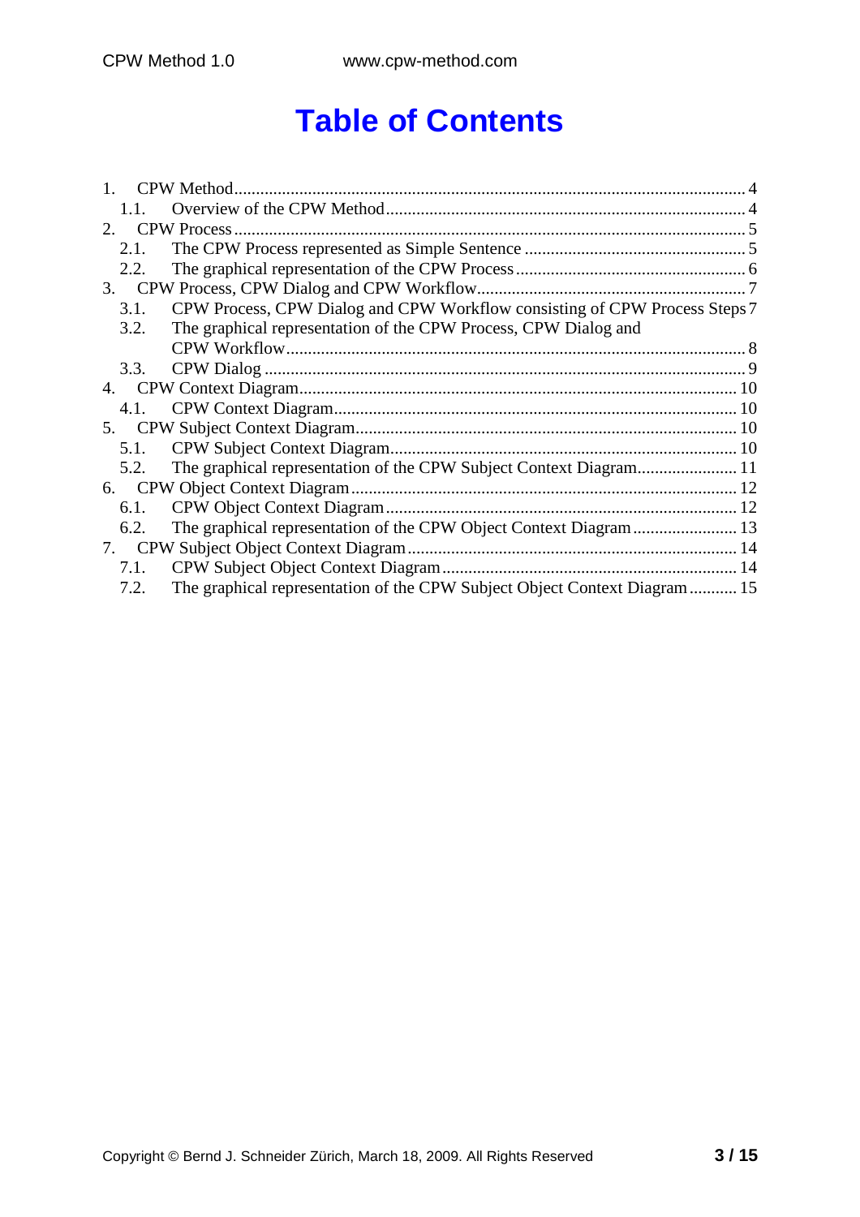# Table of Contents

1. CPW Method ........................................................................................................ 4
   - 1.1. Overview of the CPW Method ........................................................................ 4
2. CPW Process ....................................................................................................... 5
   - 2.1. The CPW Process represented as Simple Sentence ........................................ 5
   - 2.2. The graphical representation of the CPW Process ......................................... 6
3. CPW Process, CPW Dialog and CPW Workflow ................................................... 7
   - 3.1. CPW Process, CPW Dialog and CPW Workflow consisting of CPW Process Steps 7
   - 3.2. The graphical representation of the CPW Process, CPW Dialog and CPW Workflow ........................................................................................................ 8
   - 3.3. CPW Dialog .................................................................................................. 9
4. CPW Context Diagram ....................................................................................... 10
   - 4.1. CPW Context Diagram ................................................................................. 10
5. CPW Subject Context Diagram ........................................................................... 10
   - 5.1. CPW Subject Context Diagram ..................................................................... 10
   - 5.2. The graphical representation of the CPW Subject Context Diagram ................ 11
6. CPW Object Context Diagram ............................................................................ 12
   - 6.1. CPW Object Context Diagram ...................................................................... 12
   - 6.2. The graphical representation of the CPW Object Context Diagram ................. 13
7. CPW Subject Object Context Diagram ................................................................. 14
   - 7.1. CPW Subject Object Context Diagram ........................................................... 14
   - 7.2. The graphical representation of the CPW Subject Object Context Diagram ........ 15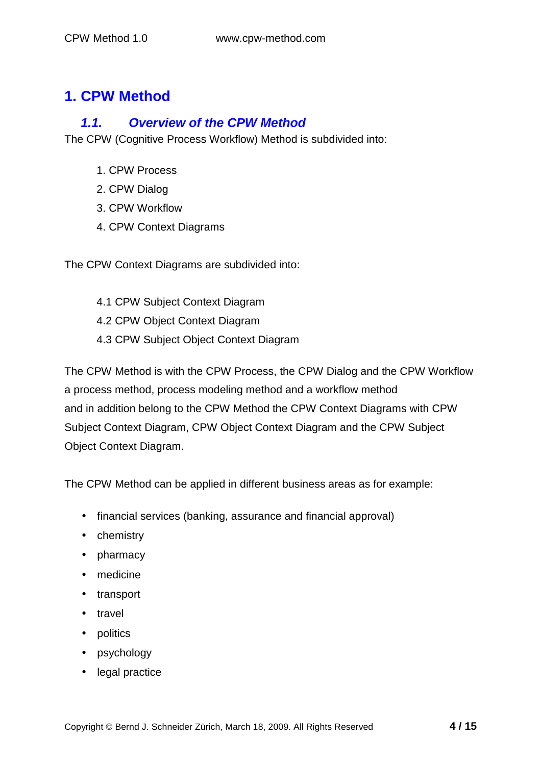# 1. CPW Method

## *1.1. Overview of the CPW Method*

The CPW (Cognitive Process Workflow) Method is subdivided into:

1. CPW Process
2. CPW Dialog
3. CPW Workflow
4. CPW Context Diagrams

The CPW Context Diagrams are subdivided into:

- 4.1 CPW Subject Context Diagram
- 4.2 CPW Object Context Diagram
- 4.3 CPW Subject Object Context Diagram

The CPW Method is with the CPW Process, the CPW Dialog and the CPW Workflow a process method, process modeling method and a workflow method and in addition belong to the CPW Method the CPW Context Diagrams with CPW Subject Context Diagram, CPW Object Context Diagram and the CPW Subject Object Context Diagram.

The CPW Method can be applied in different business areas as for example:

- financial services (banking, assurance and financial approval)
- chemistry
- pharmacy
- medicine
- transport
- travel
- politics
- psychology
- legal practice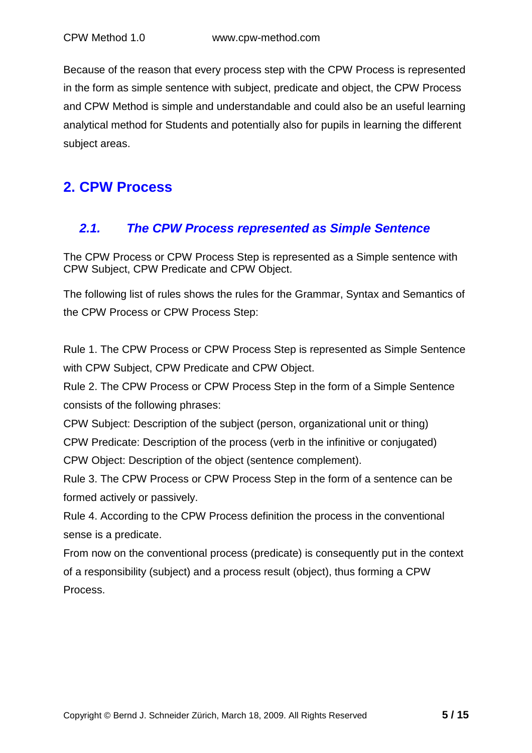Because of the reason that every process step with the CPW Process is represented in the form as simple sentence with subject, predicate and object, the CPW Process and CPW Method is simple and understandable and could also be an useful learning analytical method for Students and potentially also for pupils in learning the different subject areas.

# 2. CPW Process

## *2.1. The CPW Process represented as Simple Sentence*

The CPW Process or CPW Process Step is represented as a Simple sentence with CPW Subject, CPW Predicate and CPW Object.

The following list of rules shows the rules for the Grammar, Syntax and Semantics of the CPW Process or CPW Process Step:

Rule 1. The CPW Process or CPW Process Step is represented as Simple Sentence with CPW Subject, CPW Predicate and CPW Object.

Rule 2. The CPW Process or CPW Process Step in the form of a Simple Sentence consists of the following phrases:

CPW Subject: Description of the subject (person, organizational unit or thing)

CPW Predicate: Description of the process (verb in the infinitive or conjugated)

CPW Object: Description of the object (sentence complement).

Rule 3. The CPW Process or CPW Process Step in the form of a sentence can be formed actively or passively.

Rule 4. According to the CPW Process definition the process in the conventional sense is a predicate.

From now on the conventional process (predicate) is consequently put in the context of a responsibility (subject) and a process result (object), thus forming a CPW Process.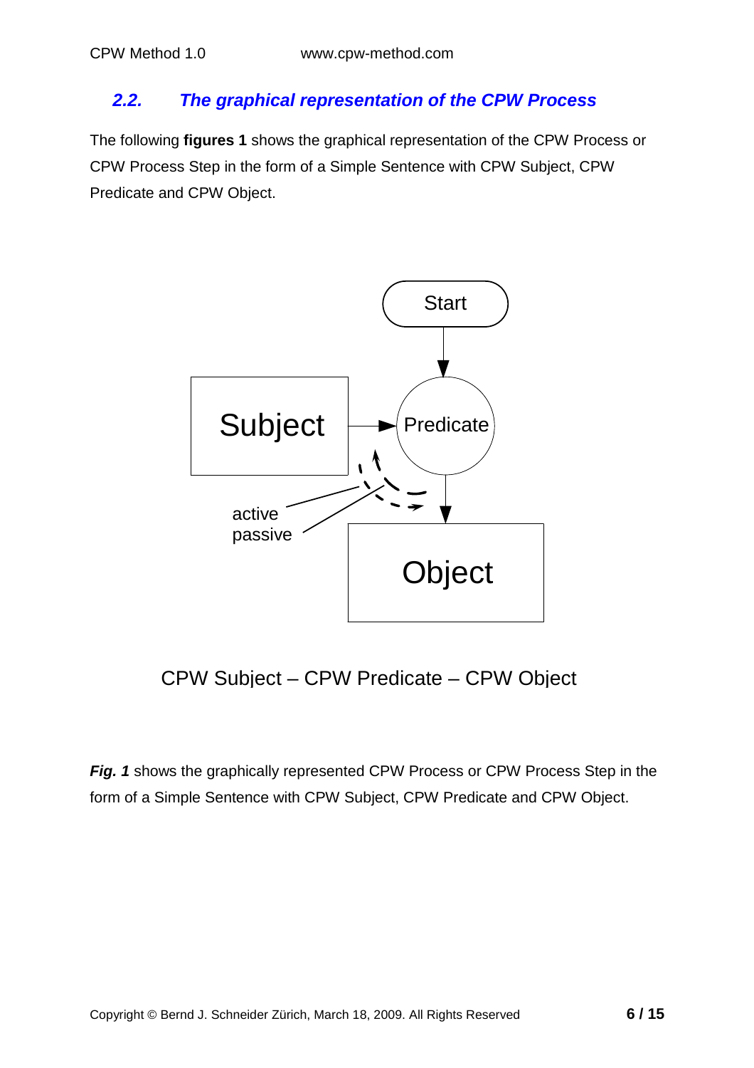## 2.2. *The graphical representation of the CPW Process*

The following **figures 1** shows the graphical representation of the CPW Process or CPW Process Step in the form of a Simple Sentence with CPW Subject, CPW Predicate and CPW Object.

Start

Subject

Predicate

active
passive

Object

CPW Subject – CPW Predicate – CPW Object

***Fig. 1*** shows the graphically represented CPW Process or CPW Process Step in the form of a Simple Sentence with CPW Subject, CPW Predicate and CPW Object.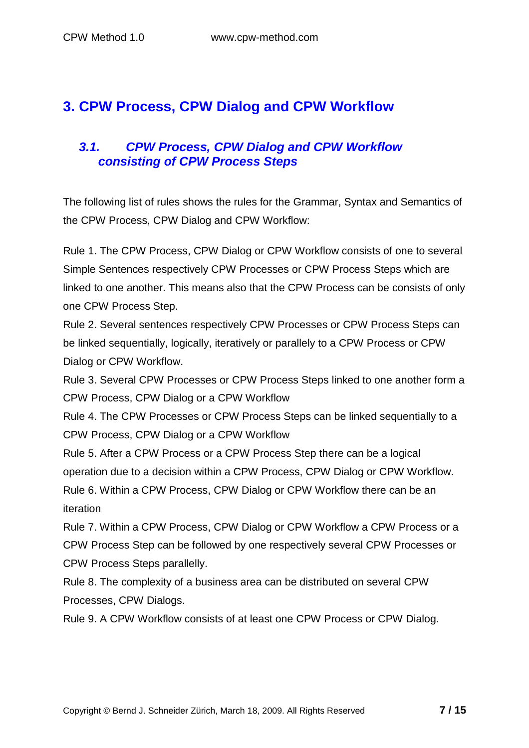# 3. CPW Process, CPW Dialog and CPW Workflow

## *3.1. CPW Process, CPW Dialog and CPW Workflow consisting of CPW Process Steps*

The following list of rules shows the rules for the Grammar, Syntax and Semantics of the CPW Process, CPW Dialog and CPW Workflow:

Rule 1. The CPW Process, CPW Dialog or CPW Workflow consists of one to several Simple Sentences respectively CPW Processes or CPW Process Steps which are linked to one another. This means also that the CPW Process can be consists of only one CPW Process Step.

Rule 2. Several sentences respectively CPW Processes or CPW Process Steps can be linked sequentially, logically, iteratively or parallelly to a CPW Process or CPW Dialog or CPW Workflow.

Rule 3. Several CPW Processes or CPW Process Steps linked to one another form a CPW Process, CPW Dialog or a CPW Workflow

Rule 4. The CPW Processes or CPW Process Steps can be linked sequentially to a CPW Process, CPW Dialog or a CPW Workflow

Rule 5. After a CPW Process or a CPW Process Step there can be a logical operation due to a decision within a CPW Process, CPW Dialog or CPW Workflow.

Rule 6. Within a CPW Process, CPW Dialog or CPW Workflow there can be an iteration

Rule 7. Within a CPW Process, CPW Dialog or CPW Workflow a CPW Process or a CPW Process Step can be followed by one respectively several CPW Processes or CPW Process Steps parallelly.

Rule 8. The complexity of a business area can be distributed on several CPW Processes, CPW Dialogs.

Rule 9. A CPW Workflow consists of at least one CPW Process or CPW Dialog.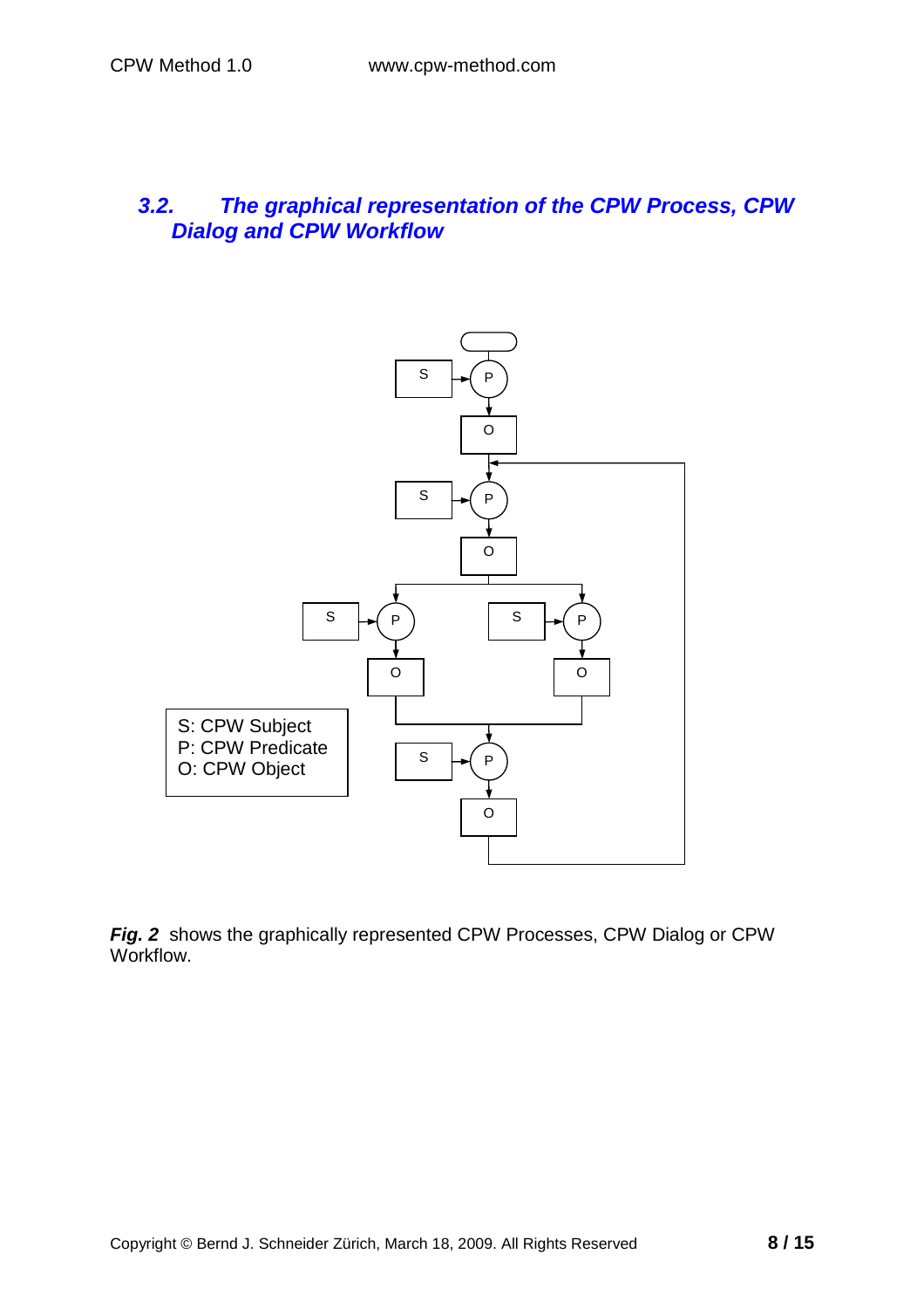## 3.2. The graphical representation of the CPW Process, CPW Dialog and CPW Workflow

S: CPW Subject
P: CPW Predicate
O: CPW Object

***Fig. 2*** shows the graphically represented CPW Processes, CPW Dialog or CPW Workflow.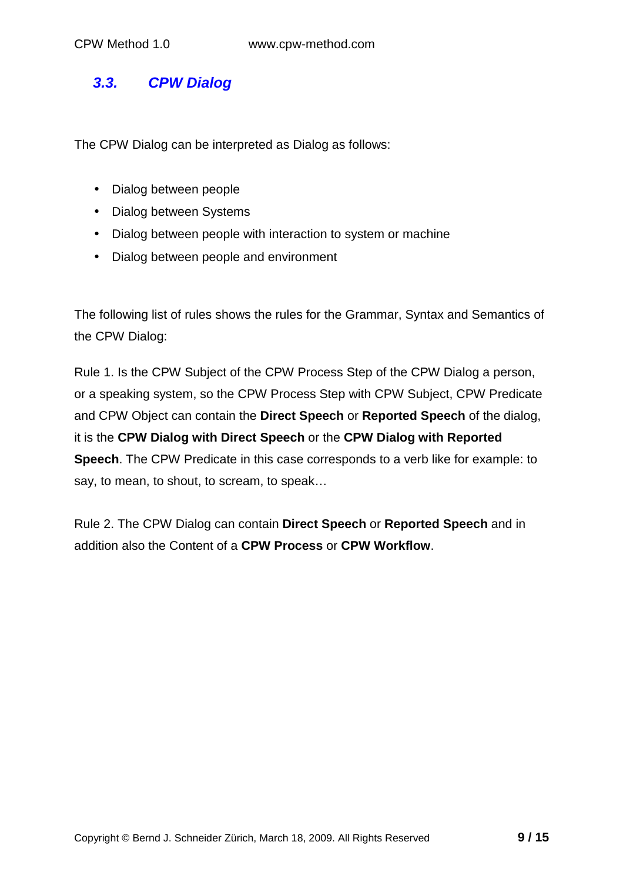## 3.3. CPW Dialog

The CPW Dialog can be interpreted as Dialog as follows:

- Dialog between people
- Dialog between Systems
- Dialog between people with interaction to system or machine
- Dialog between people and environment

The following list of rules shows the rules for the Grammar, Syntax and Semantics of the CPW Dialog:

Rule 1. Is the CPW Subject of the CPW Process Step of the CPW Dialog a person, or a speaking system, so the CPW Process Step with CPW Subject, CPW Predicate and CPW Object can contain the **Direct Speech** or **Reported Speech** of the dialog, it is the **CPW Dialog with Direct Speech** or the **CPW Dialog with Reported Speech**. The CPW Predicate in this case corresponds to a verb like for example: to say, to mean, to shout, to scream, to speak…

Rule 2. The CPW Dialog can contain **Direct Speech** or **Reported Speech** and in addition also the Content of a **CPW Process** or **CPW Workflow**.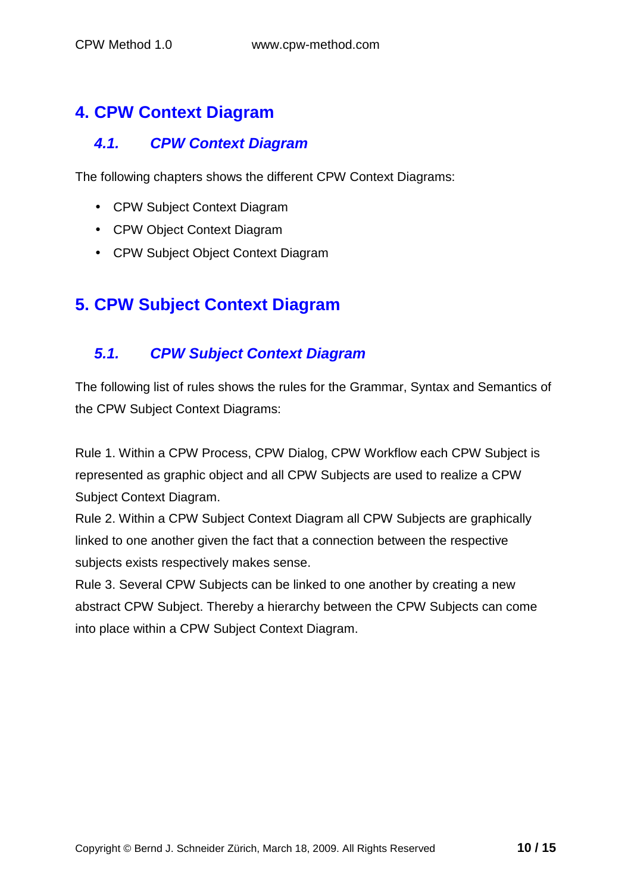# 4. CPW Context Diagram

## *4.1. CPW Context Diagram*

The following chapters shows the different CPW Context Diagrams:

- CPW Subject Context Diagram
- CPW Object Context Diagram
- CPW Subject Object Context Diagram

# 5. CPW Subject Context Diagram

## *5.1. CPW Subject Context Diagram*

The following list of rules shows the rules for the Grammar, Syntax and Semantics of the CPW Subject Context Diagrams:

Rule 1. Within a CPW Process, CPW Dialog, CPW Workflow each CPW Subject is represented as graphic object and all CPW Subjects are used to realize a CPW Subject Context Diagram.

Rule 2. Within a CPW Subject Context Diagram all CPW Subjects are graphically linked to one another given the fact that a connection between the respective subjects exists respectively makes sense.

Rule 3. Several CPW Subjects can be linked to one another by creating a new abstract CPW Subject. Thereby a hierarchy between the CPW Subjects can come into place within a CPW Subject Context Diagram.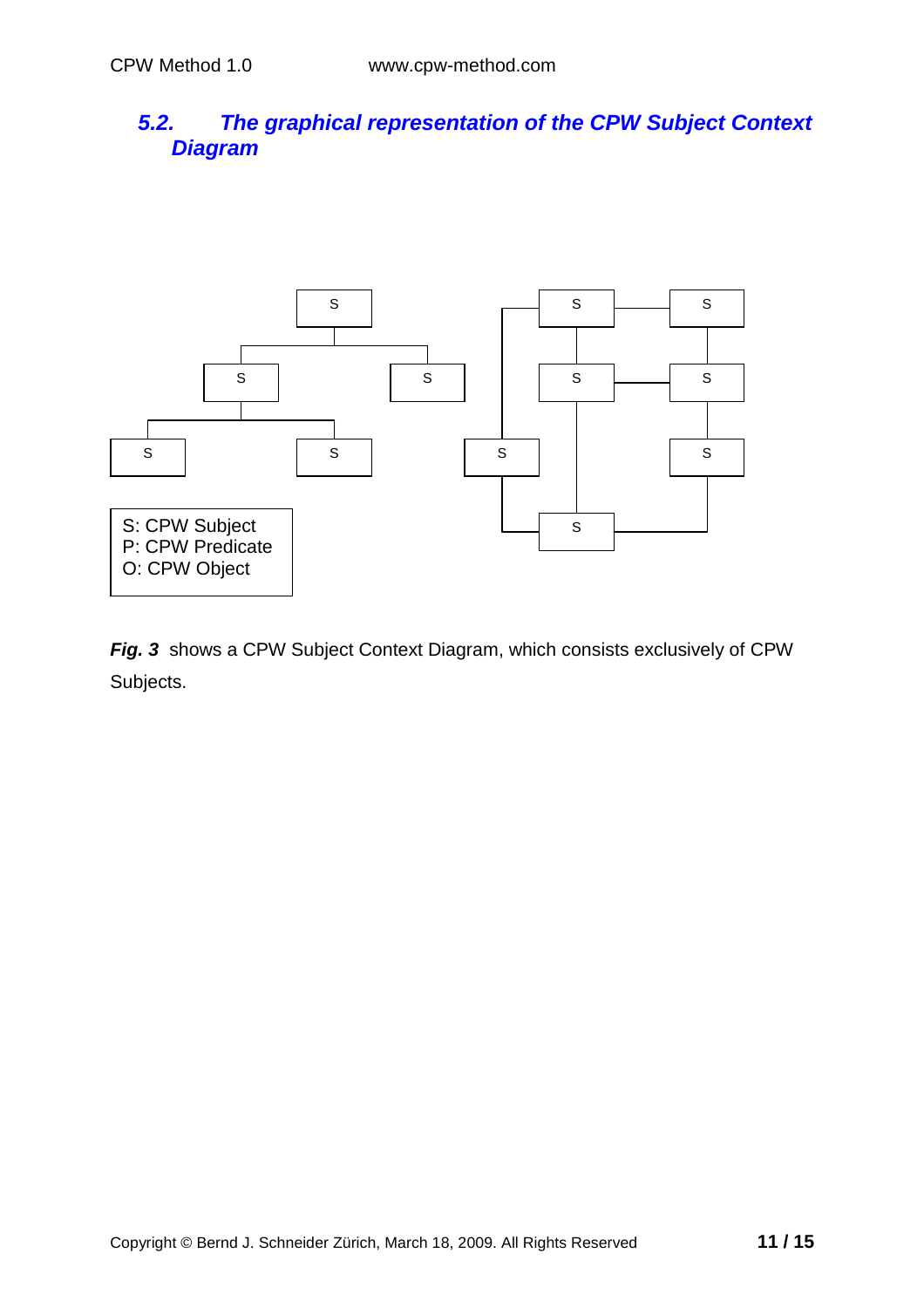## 5.2. The graphical representation of the CPW Subject Context Diagram

S: CPW Subject
P: CPW Predicate
O: CPW Object

***Fig. 3*** shows a CPW Subject Context Diagram, which consists exclusively of CPW Subjects.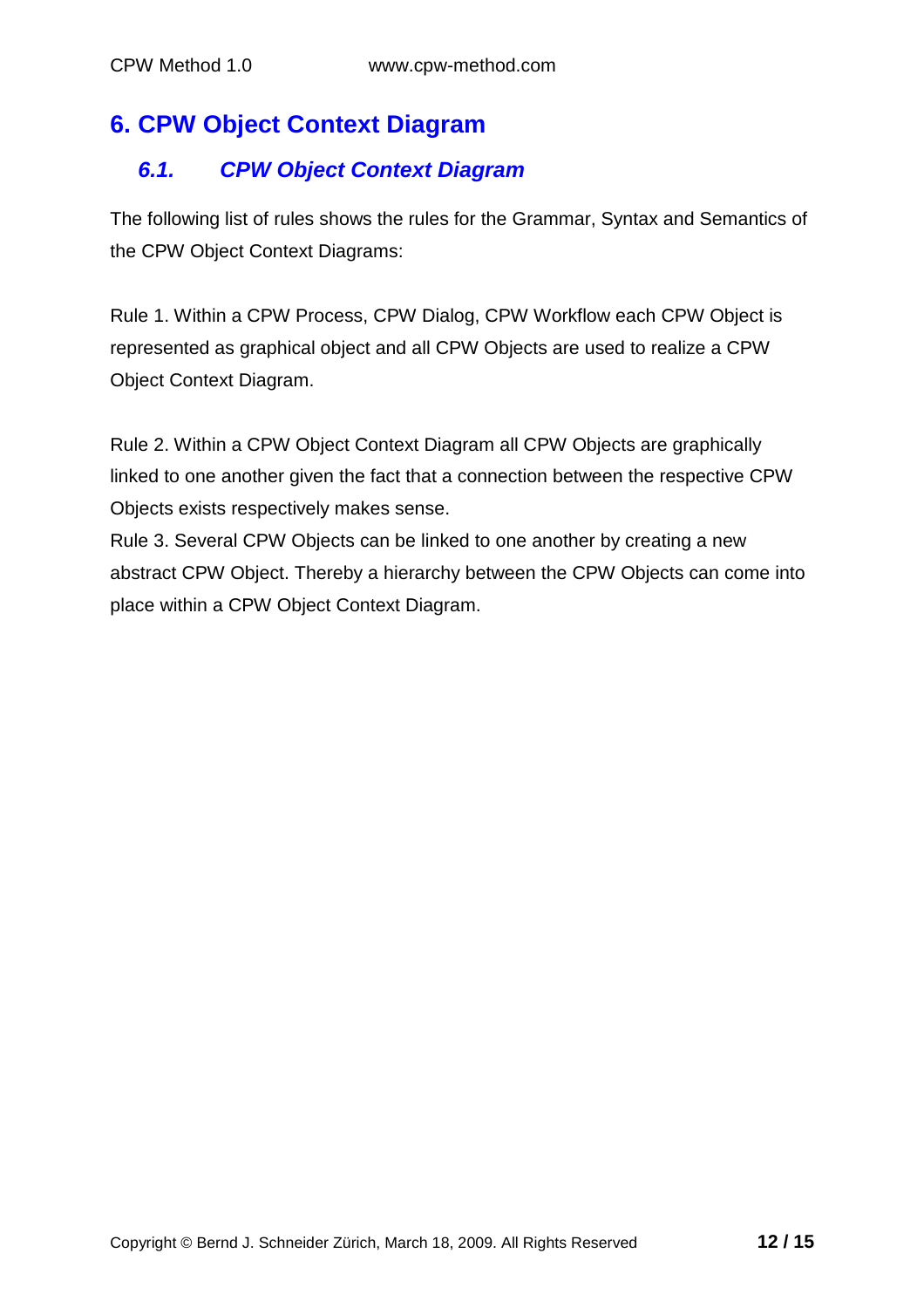# 6. CPW Object Context Diagram

## *6.1. CPW Object Context Diagram*

The following list of rules shows the rules for the Grammar, Syntax and Semantics of the CPW Object Context Diagrams:

Rule 1. Within a CPW Process, CPW Dialog, CPW Workflow each CPW Object is represented as graphical object and all CPW Objects are used to realize a CPW Object Context Diagram.

Rule 2. Within a CPW Object Context Diagram all CPW Objects are graphically linked to one another given the fact that a connection between the respective CPW Objects exists respectively makes sense.

Rule 3. Several CPW Objects can be linked to one another by creating a new abstract CPW Object. Thereby a hierarchy between the CPW Objects can come into place within a CPW Object Context Diagram.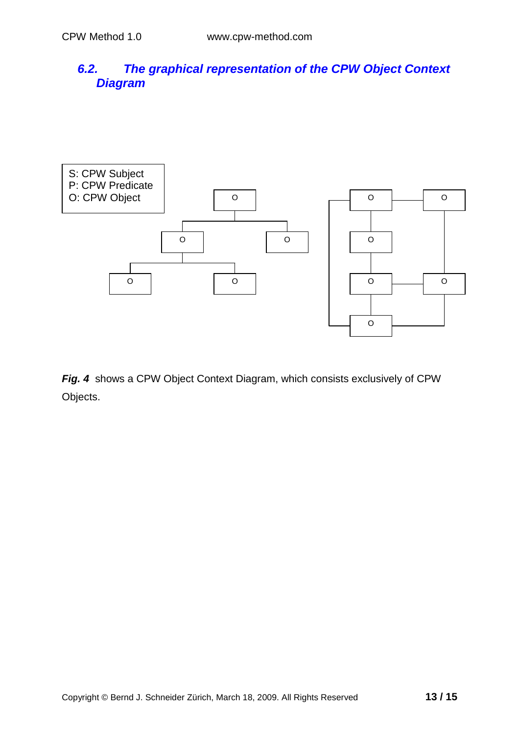## 6.2. The graphical representation of the CPW Object Context Diagram

S: CPW Subject
P: CPW Predicate
O: CPW Object

***Fig. 4*** shows a CPW Object Context Diagram, which consists exclusively of CPW Objects.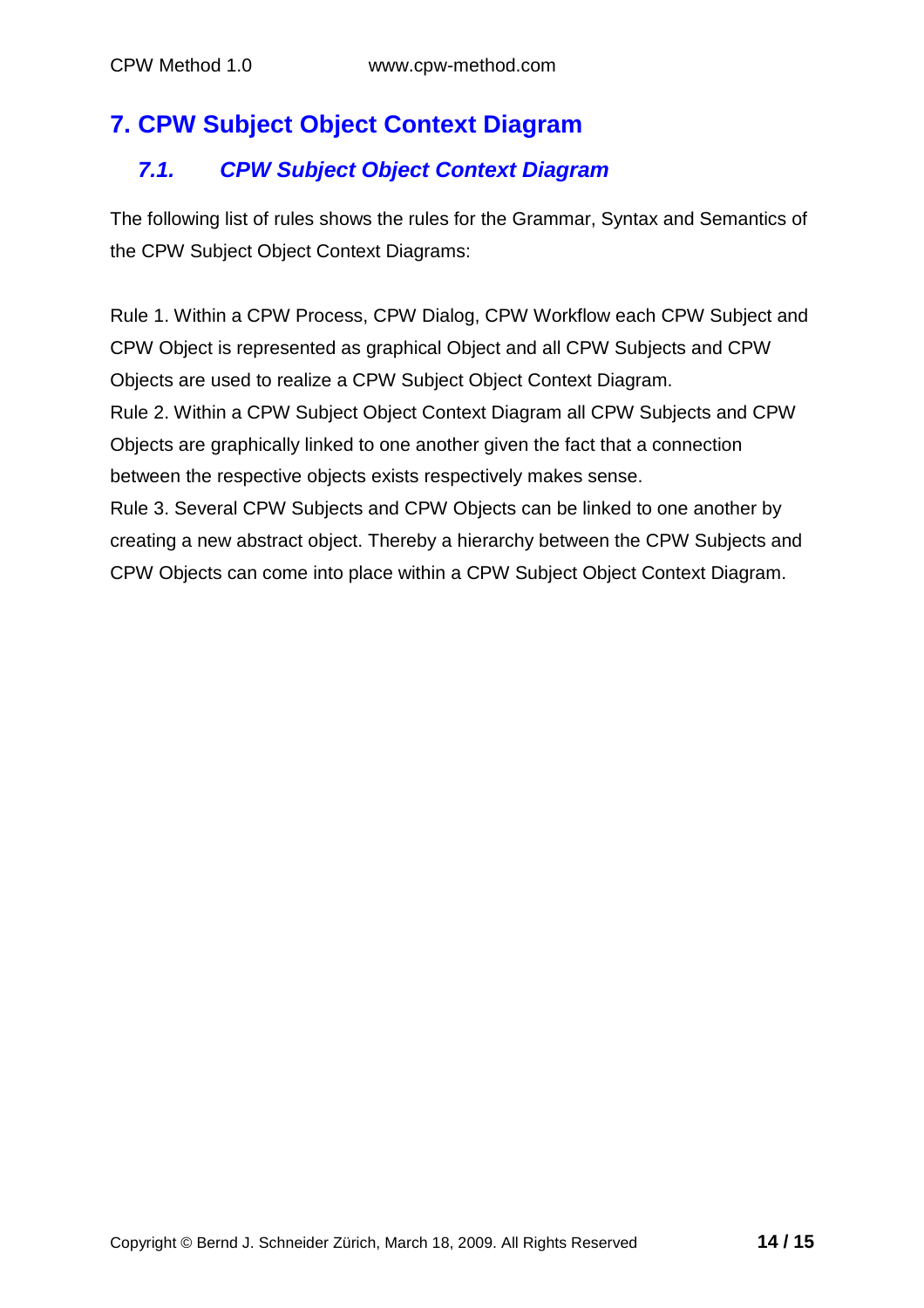# 7. CPW Subject Object Context Diagram

## *7.1. CPW Subject Object Context Diagram*

The following list of rules shows the rules for the Grammar, Syntax and Semantics of the CPW Subject Object Context Diagrams:

Rule 1. Within a CPW Process, CPW Dialog, CPW Workflow each CPW Subject and CPW Object is represented as graphical Object and all CPW Subjects and CPW Objects are used to realize a CPW Subject Object Context Diagram.
Rule 2. Within a CPW Subject Object Context Diagram all CPW Subjects and CPW Objects are graphically linked to one another given the fact that a connection between the respective objects exists respectively makes sense.
Rule 3. Several CPW Subjects and CPW Objects can be linked to one another by creating a new abstract object. Thereby a hierarchy between the CPW Subjects and CPW Objects can come into place within a CPW Subject Object Context Diagram.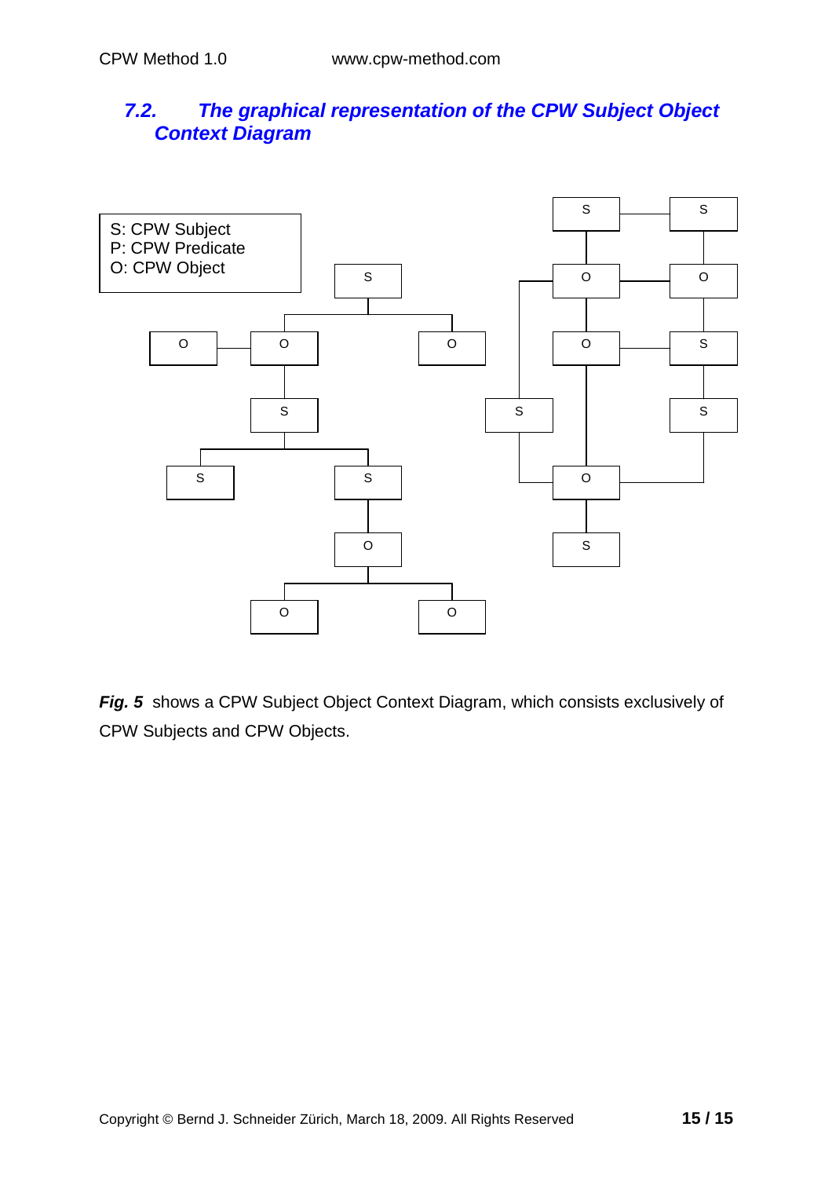## 7.2. The graphical representation of the CPW Subject Object Context Diagram

S: CPW Subject
P: CPW Predicate
O: CPW Object

S
O
O
O
S
S
S
O
O
O

S
S
O
O
O
S
S
S
O
S

***Fig. 5*** shows a CPW Subject Object Context Diagram, which consists exclusively of CPW Subjects and CPW Objects.